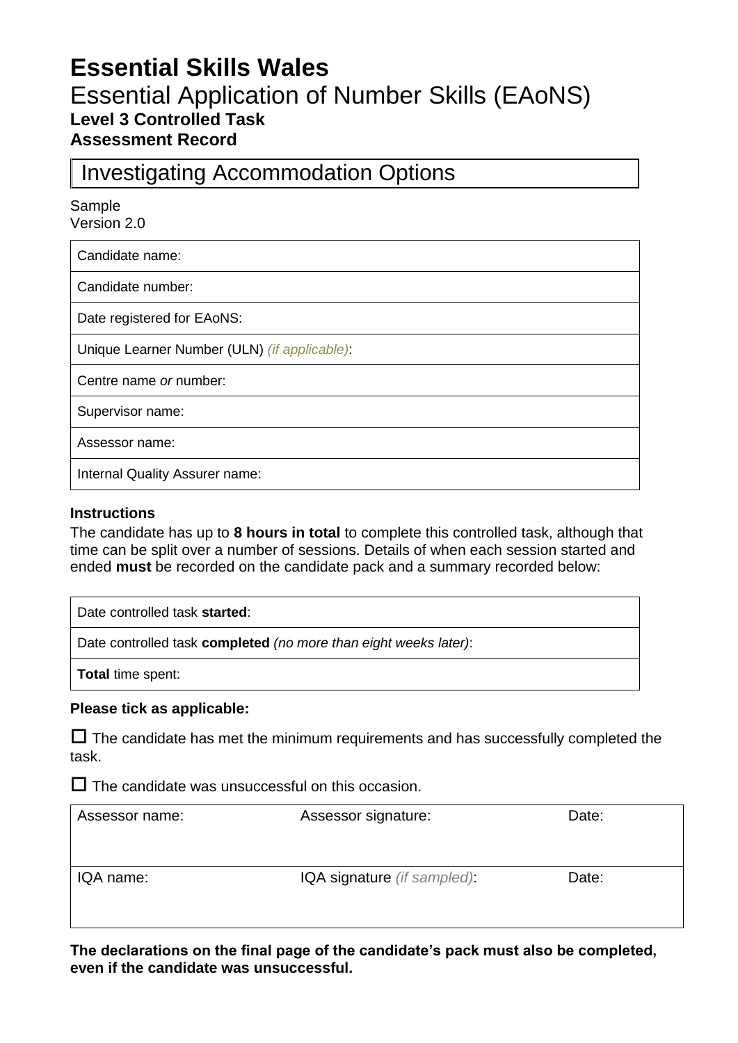# Essential Skills Wales

## Essential Application of Number Skills (EAoNS)

### Level 3 Controlled Task

### Assessment Record

| Investigating Accommodation Options |
|---|

Sample
Version 2.0

| Candidate name: |
|---|
| Candidate number: |
| Date registered for EAoNS: |
| Unique Learner Number (ULN) *(if applicable)*: |
| Centre name *or* number: |
| Supervisor name: |
| Assessor name: |
| Internal Quality Assurer name: |

**Instructions**

The candidate has up to **8 hours in total** to complete this controlled task, although that time can be split over a number of sessions. Details of when each session started and ended **must** be recorded on the candidate pack and a summary recorded below:

| Date controlled task **started**: |
|---|
| Date controlled task **completed** *(no more than eight weeks later)*: |
| **Total** time spent: |

**Please tick as applicable:**

☐ The candidate has met the minimum requirements and has successfully completed the task.

☐ The candidate was unsuccessful on this occasion.

| Assessor name: | Assessor signature: | Date: |
|---|---|---|
| IQA name: | IQA signature *(if sampled)*: | Date: |

**The declarations on the final page of the candidate's pack must also be completed, even if the candidate was unsuccessful.**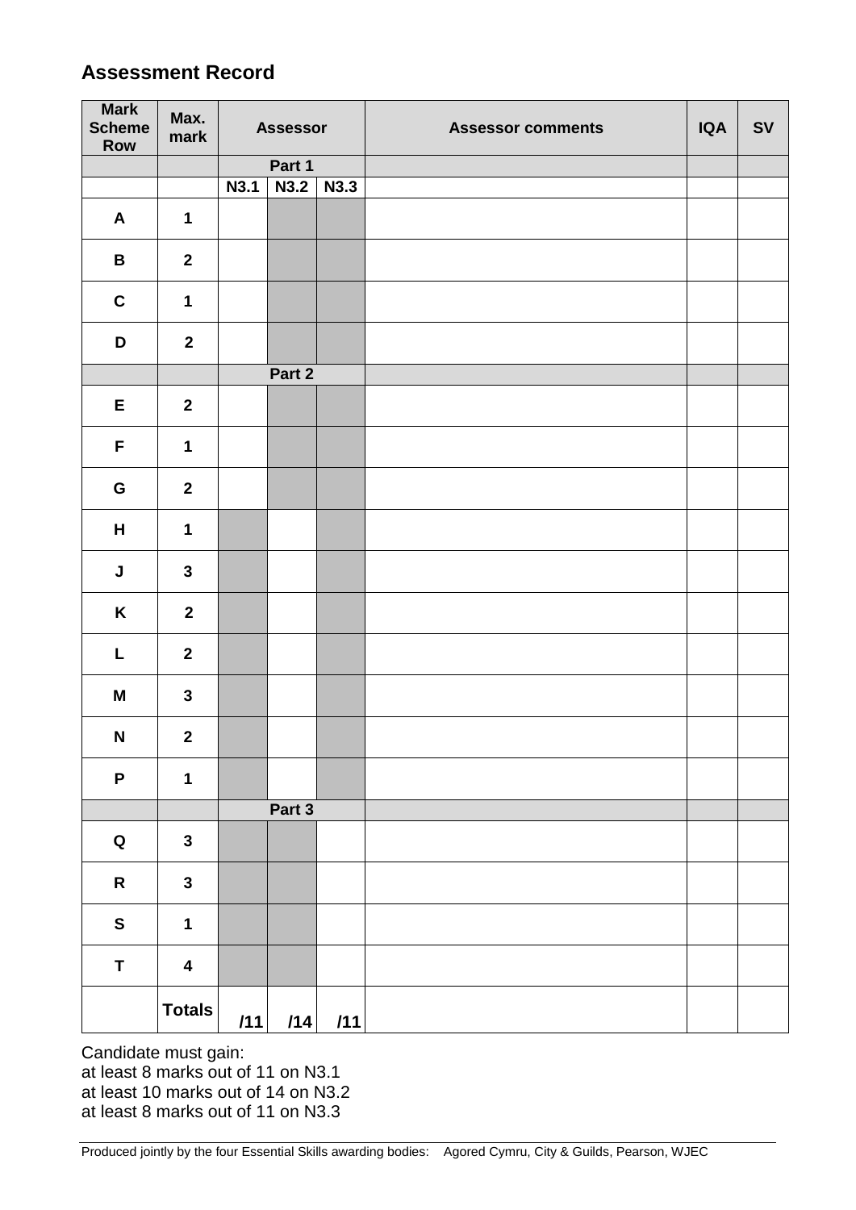## Assessment Record

| Mark Scheme Row | Max. mark | Assessor | | | Assessor comments | IQA | SV |
|---|---|---|---|---|---|---|---|
| | | Part 1 | | | | | |
| | | N3.1 | N3.2 | N3.3 | | | |
| A | 1 | | | | | | |
| B | 2 | | | | | | |
| C | 1 | | | | | | |
| D | 2 | | | | | | |
| | | Part 2 | | | | | |
| E | 2 | | | | | | |
| F | 1 | | | | | | |
| G | 2 | | | | | | |
| H | 1 | | | | | | |
| J | 3 | | | | | | |
| K | 2 | | | | | | |
| L | 2 | | | | | | |
| M | 3 | | | | | | |
| N | 2 | | | | | | |
| P | 1 | | | | | | |
| | | Part 3 | | | | | |
| Q | 3 | | | | | | |
| R | 3 | | | | | | |
| S | 1 | | | | | | |
| T | 4 | | | | | | |
| | Totals | /11 | /14 | /11 | | | |

Candidate must gain:
at least 8 marks out of 11 on N3.1
at least 10 marks out of 14 on N3.2
at least 8 marks out of 11 on N3.3

Produced jointly by the four Essential Skills awarding bodies: Agored Cymru, City & Guilds, Pearson, WJEC